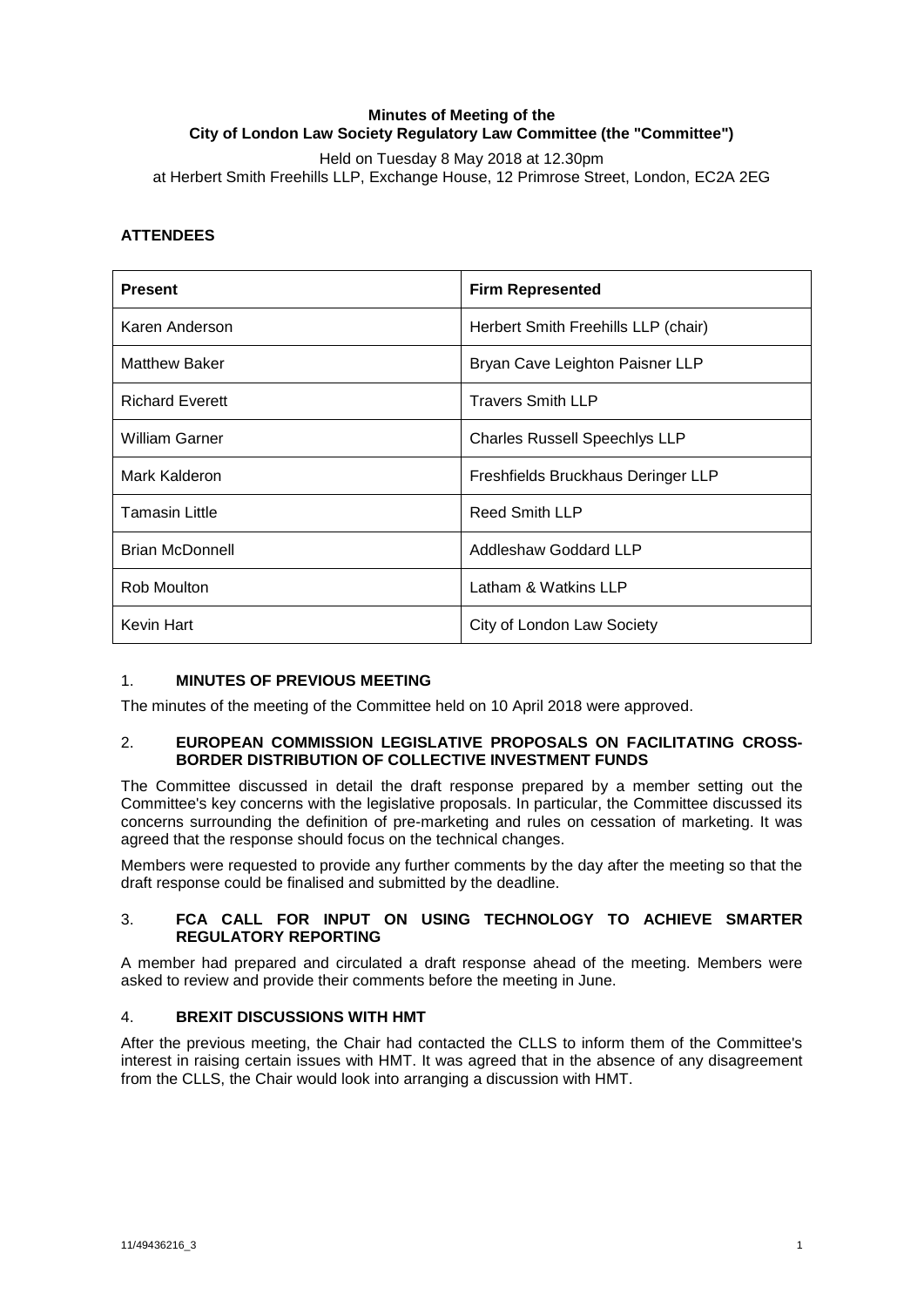**Minutes of Meeting of the**
**City of London Law Society Regulatory Law Committee (the "Committee")**

Held on Tuesday 8 May 2018 at 12.30pm
at Herbert Smith Freehills LLP, Exchange House, 12 Primrose Street, London, EC2A 2EG

## ATTENDEES

| Present | Firm Represented |
|---|---|
| Karen Anderson | Herbert Smith Freehills LLP (chair) |
| Matthew Baker | Bryan Cave Leighton Paisner LLP |
| Richard Everett | Travers Smith LLP |
| William Garner | Charles Russell Speechlys LLP |
| Mark Kalderon | Freshfields Bruckhaus Deringer LLP |
| Tamasin Little | Reed Smith LLP |
| Brian McDonnell | Addleshaw Goddard LLP |
| Rob Moulton | Latham & Watkins LLP |
| Kevin Hart | City of London Law Society |

## 1. MINUTES OF PREVIOUS MEETING

The minutes of the meeting of the Committee held on 10 April 2018 were approved.

## 2. EUROPEAN COMMISSION LEGISLATIVE PROPOSALS ON FACILITATING CROSS-BORDER DISTRIBUTION OF COLLECTIVE INVESTMENT FUNDS

The Committee discussed in detail the draft response prepared by a member setting out the Committee's key concerns with the legislative proposals. In particular, the Committee discussed its concerns surrounding the definition of pre-marketing and rules on cessation of marketing. It was agreed that the response should focus on the technical changes.

Members were requested to provide any further comments by the day after the meeting so that the draft response could be finalised and submitted by the deadline.

## 3. FCA CALL FOR INPUT ON USING TECHNOLOGY TO ACHIEVE SMARTER REGULATORY REPORTING

A member had prepared and circulated a draft response ahead of the meeting. Members were asked to review and provide their comments before the meeting in June.

## 4. BREXIT DISCUSSIONS WITH HMT

After the previous meeting, the Chair had contacted the CLLS to inform them of the Committee's interest in raising certain issues with HMT. It was agreed that in the absence of any disagreement from the CLLS, the Chair would look into arranging a discussion with HMT.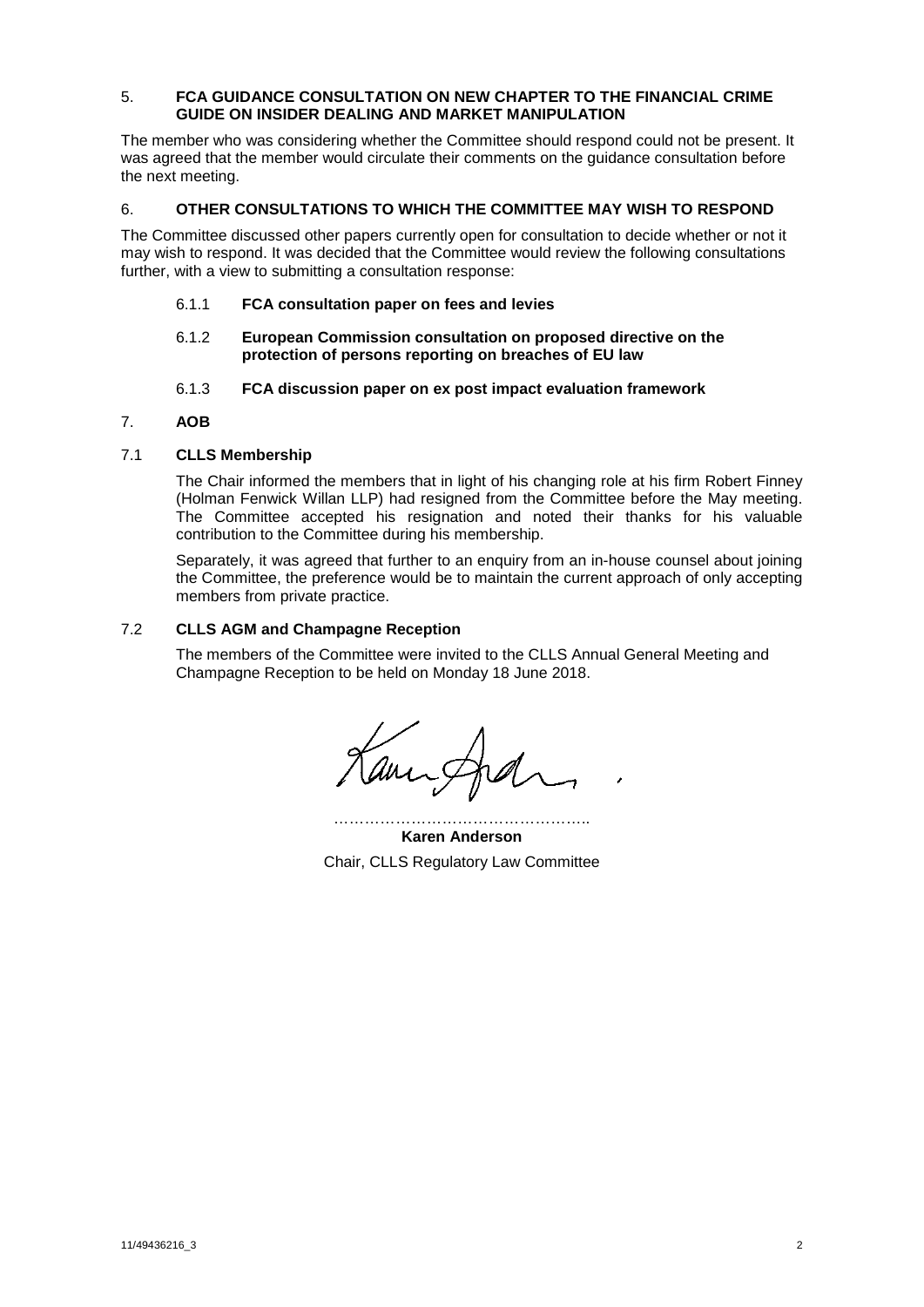## 5. FCA GUIDANCE CONSULTATION ON NEW CHAPTER TO THE FINANCIAL CRIME GUIDE ON INSIDER DEALING AND MARKET MANIPULATION

The member who was considering whether the Committee should respond could not be present. It was agreed that the member would circulate their comments on the guidance consultation before the next meeting.

## 6. OTHER CONSULTATIONS TO WHICH THE COMMITTEE MAY WISH TO RESPOND

The Committee discussed other papers currently open for consultation to decide whether or not it may wish to respond. It was decided that the Committee would review the following consultations further, with a view to submitting a consultation response:

6.1.1 **FCA consultation paper on fees and levies**

6.1.2 **European Commission consultation on proposed directive on the protection of persons reporting on breaches of EU law**

6.1.3 **FCA discussion paper on ex post impact evaluation framework**

## 7. AOB

### 7.1 CLLS Membership

The Chair informed the members that in light of his changing role at his firm Robert Finney (Holman Fenwick Willan LLP) had resigned from the Committee before the May meeting. The Committee accepted his resignation and noted their thanks for his valuable contribution to the Committee during his membership.

Separately, it was agreed that further to an enquiry from an in-house counsel about joining the Committee, the preference would be to maintain the current approach of only accepting members from private practice.

### 7.2 CLLS AGM and Champagne Reception

The members of the Committee were invited to the CLLS Annual General Meeting and Champagne Reception to be held on Monday 18 June 2018.

…………………………………………..

**Karen Anderson**

Chair, CLLS Regulatory Law Committee

11/49436216_3